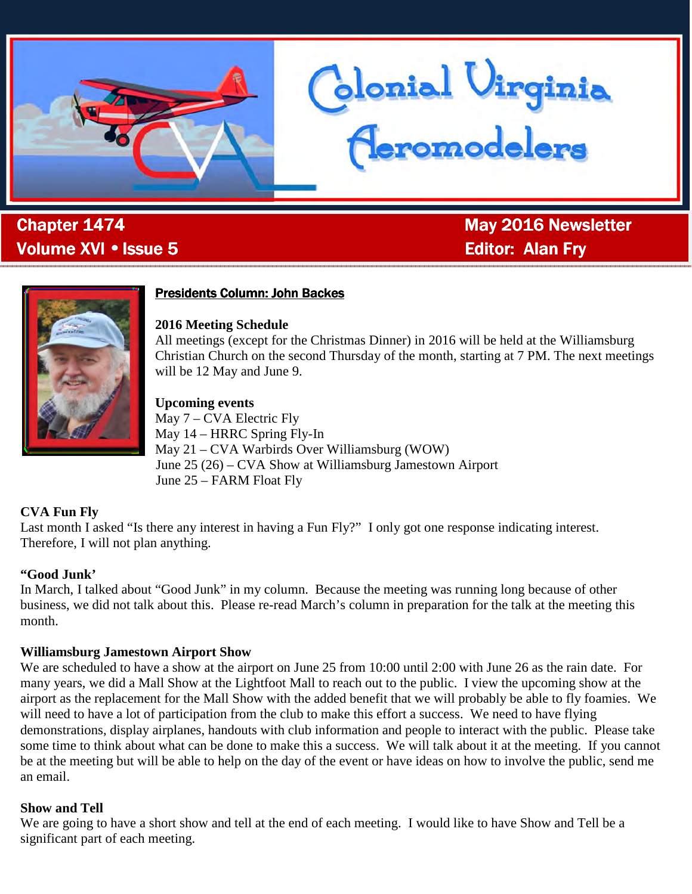# Colonial Virginia Aeromodelers

**Chapter 1474**
**Volume XVI • Issue 5**

**May 2016 Newsletter**
**Editor: Alan Fry**

## Presidents Column: John Backes

**2016 Meeting Schedule**

All meetings (except for the Christmas Dinner) in 2016 will be held at the Williamsburg Christian Church on the second Thursday of the month, starting at 7 PM. The next meetings will be 12 May and June 9.

**Upcoming events**

May 7 – CVA Electric Fly
May 14 – HRRC Spring Fly-In
May 21 – CVA Warbirds Over Williamsburg (WOW)
June 25 (26) – CVA Show at Williamsburg Jamestown Airport
June 25 – FARM Float Fly

**CVA Fun Fly**

Last month I asked "Is there any interest in having a Fun Fly?" I only got one response indicating interest. Therefore, I will not plan anything.

**"Good Junk'**

In March, I talked about "Good Junk" in my column. Because the meeting was running long because of other business, we did not talk about this. Please re-read March's column in preparation for the talk at the meeting this month.

**Williamsburg Jamestown Airport Show**

We are scheduled to have a show at the airport on June 25 from 10:00 until 2:00 with June 26 as the rain date. For many years, we did a Mall Show at the Lightfoot Mall to reach out to the public. I view the upcoming show at the airport as the replacement for the Mall Show with the added benefit that we will probably be able to fly foamies. We will need to have a lot of participation from the club to make this effort a success. We need to have flying demonstrations, display airplanes, handouts with club information and people to interact with the public. Please take some time to think about what can be done to make this a success. We will talk about it at the meeting. If you cannot be at the meeting but will be able to help on the day of the event or have ideas on how to involve the public, send me an email.

**Show and Tell**

We are going to have a short show and tell at the end of each meeting. I would like to have Show and Tell be a significant part of each meeting.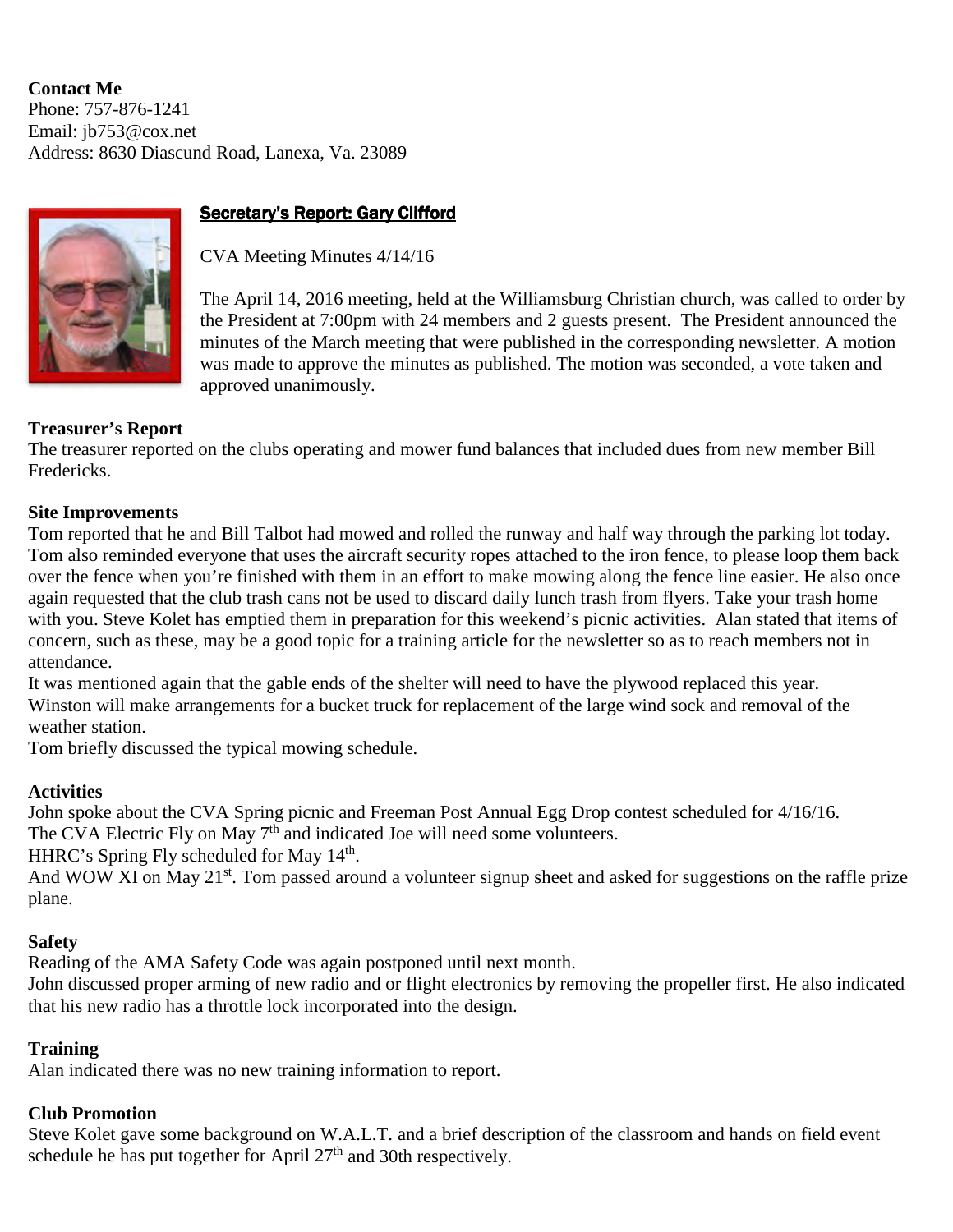**Contact Me**
Phone: 757-876-1241
Email: jb753@cox.net
Address: 8630 Diascund Road, Lanexa, Va. 23089

## Secretary's Report: Gary Clifford

CVA Meeting Minutes 4/14/16

The April 14, 2016 meeting, held at the Williamsburg Christian church, was called to order by the President at 7:00pm with 24 members and 2 guests present. The President announced the minutes of the March meeting that were published in the corresponding newsletter. A motion was made to approve the minutes as published. The motion was seconded, a vote taken and approved unanimously.

**Treasurer's Report**
The treasurer reported on the clubs operating and mower fund balances that included dues from new member Bill Fredericks.

**Site Improvements**
Tom reported that he and Bill Talbot had mowed and rolled the runway and half way through the parking lot today. Tom also reminded everyone that uses the aircraft security ropes attached to the iron fence, to please loop them back over the fence when you're finished with them in an effort to make mowing along the fence line easier. He also once again requested that the club trash cans not be used to discard daily lunch trash from flyers. Take your trash home with you. Steve Kolet has emptied them in preparation for this weekend's picnic activities. Alan stated that items of concern, such as these, may be a good topic for a training article for the newsletter so as to reach members not in attendance.
It was mentioned again that the gable ends of the shelter will need to have the plywood replaced this year.
Winston will make arrangements for a bucket truck for replacement of the large wind sock and removal of the weather station.
Tom briefly discussed the typical mowing schedule.

**Activities**
John spoke about the CVA Spring picnic and Freeman Post Annual Egg Drop contest scheduled for 4/16/16.
The CVA Electric Fly on May 7th and indicated Joe will need some volunteers.
HHRC's Spring Fly scheduled for May 14th.
And WOW XI on May 21st. Tom passed around a volunteer signup sheet and asked for suggestions on the raffle prize plane.

**Safety**
Reading of the AMA Safety Code was again postponed until next month.
John discussed proper arming of new radio and or flight electronics by removing the propeller first. He also indicated that his new radio has a throttle lock incorporated into the design.

**Training**
Alan indicated there was no new training information to report.

**Club Promotion**
Steve Kolet gave some background on W.A.L.T. and a brief description of the classroom and hands on field event schedule he has put together for April 27th and 30th respectively.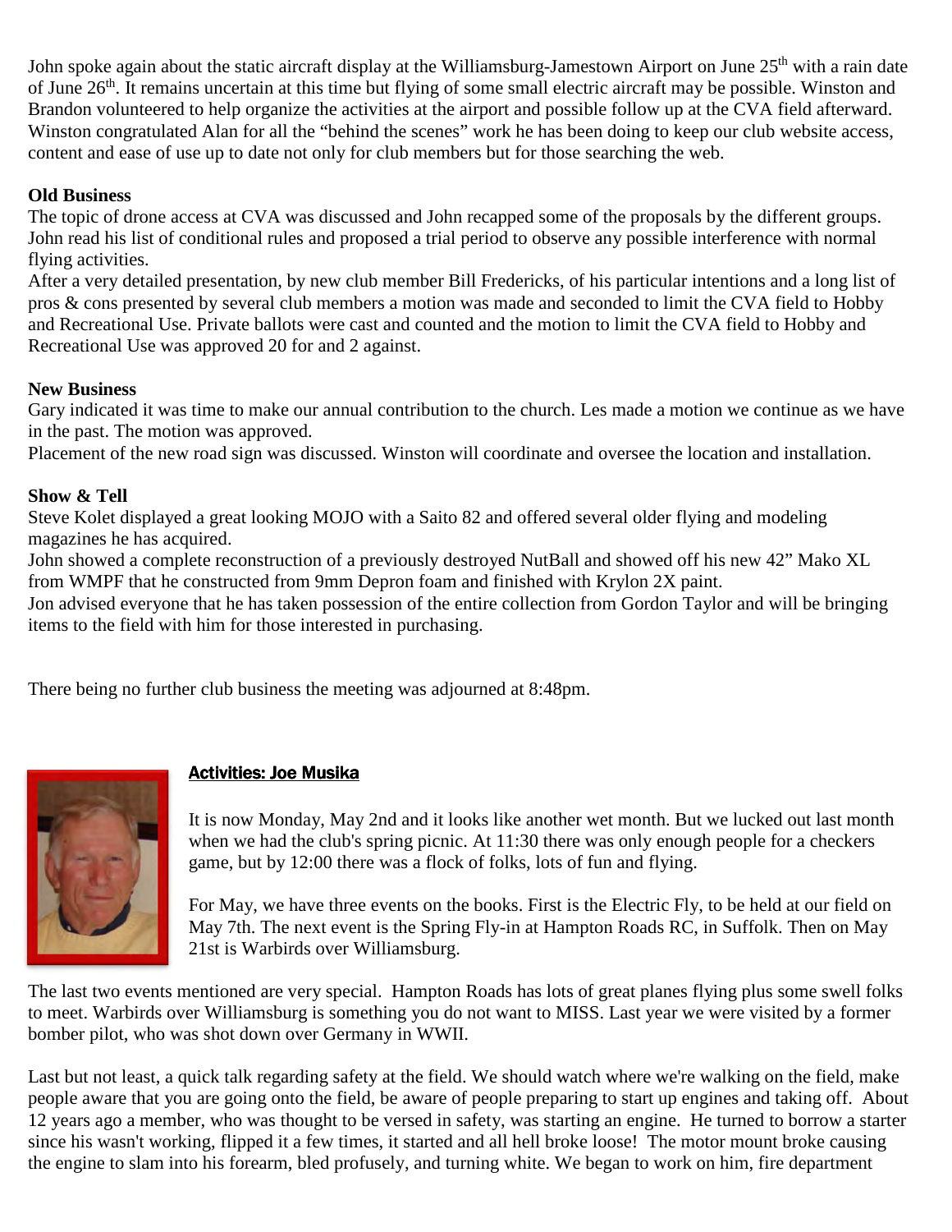John spoke again about the static aircraft display at the Williamsburg-Jamestown Airport on June 25th with a rain date of June 26th. It remains uncertain at this time but flying of some small electric aircraft may be possible. Winston and Brandon volunteered to help organize the activities at the airport and possible follow up at the CVA field afterward. Winston congratulated Alan for all the "behind the scenes" work he has been doing to keep our club website access, content and ease of use up to date not only for club members but for those searching the web.

**Old Business**

The topic of drone access at CVA was discussed and John recapped some of the proposals by the different groups. John read his list of conditional rules and proposed a trial period to observe any possible interference with normal flying activities.

After a very detailed presentation, by new club member Bill Fredericks, of his particular intentions and a long list of pros & cons presented by several club members a motion was made and seconded to limit the CVA field to Hobby and Recreational Use. Private ballots were cast and counted and the motion to limit the CVA field to Hobby and Recreational Use was approved 20 for and 2 against.

**New Business**

Gary indicated it was time to make our annual contribution to the church. Les made a motion we continue as we have in the past. The motion was approved.

Placement of the new road sign was discussed. Winston will coordinate and oversee the location and installation.

**Show & Tell**

Steve Kolet displayed a great looking MOJO with a Saito 82 and offered several older flying and modeling magazines he has acquired.

John showed a complete reconstruction of a previously destroyed NutBall and showed off his new 42" Mako XL from WMPF that he constructed from 9mm Depron foam and finished with Krylon 2X paint.

Jon advised everyone that he has taken possession of the entire collection from Gordon Taylor and will be bringing items to the field with him for those interested in purchasing.

There being no further club business the meeting was adjourned at 8:48pm.

## Activities: Joe Musika

It is now Monday, May 2nd and it looks like another wet month. But we lucked out last month when we had the club's spring picnic. At 11:30 there was only enough people for a checkers game, but by 12:00 there was a flock of folks, lots of fun and flying.

For May, we have three events on the books. First is the Electric Fly, to be held at our field on May 7th. The next event is the Spring Fly-in at Hampton Roads RC, in Suffolk. Then on May 21st is Warbirds over Williamsburg.

The last two events mentioned are very special. Hampton Roads has lots of great planes flying plus some swell folks to meet. Warbirds over Williamsburg is something you do not want to MISS. Last year we were visited by a former bomber pilot, who was shot down over Germany in WWII.

Last but not least, a quick talk regarding safety at the field. We should watch where we're walking on the field, make people aware that you are going onto the field, be aware of people preparing to start up engines and taking off. About 12 years ago a member, who was thought to be versed in safety, was starting an engine. He turned to borrow a starter since his wasn't working, flipped it a few times, it started and all hell broke loose! The motor mount broke causing the engine to slam into his forearm, bled profusely, and turning white. We began to work on him, fire department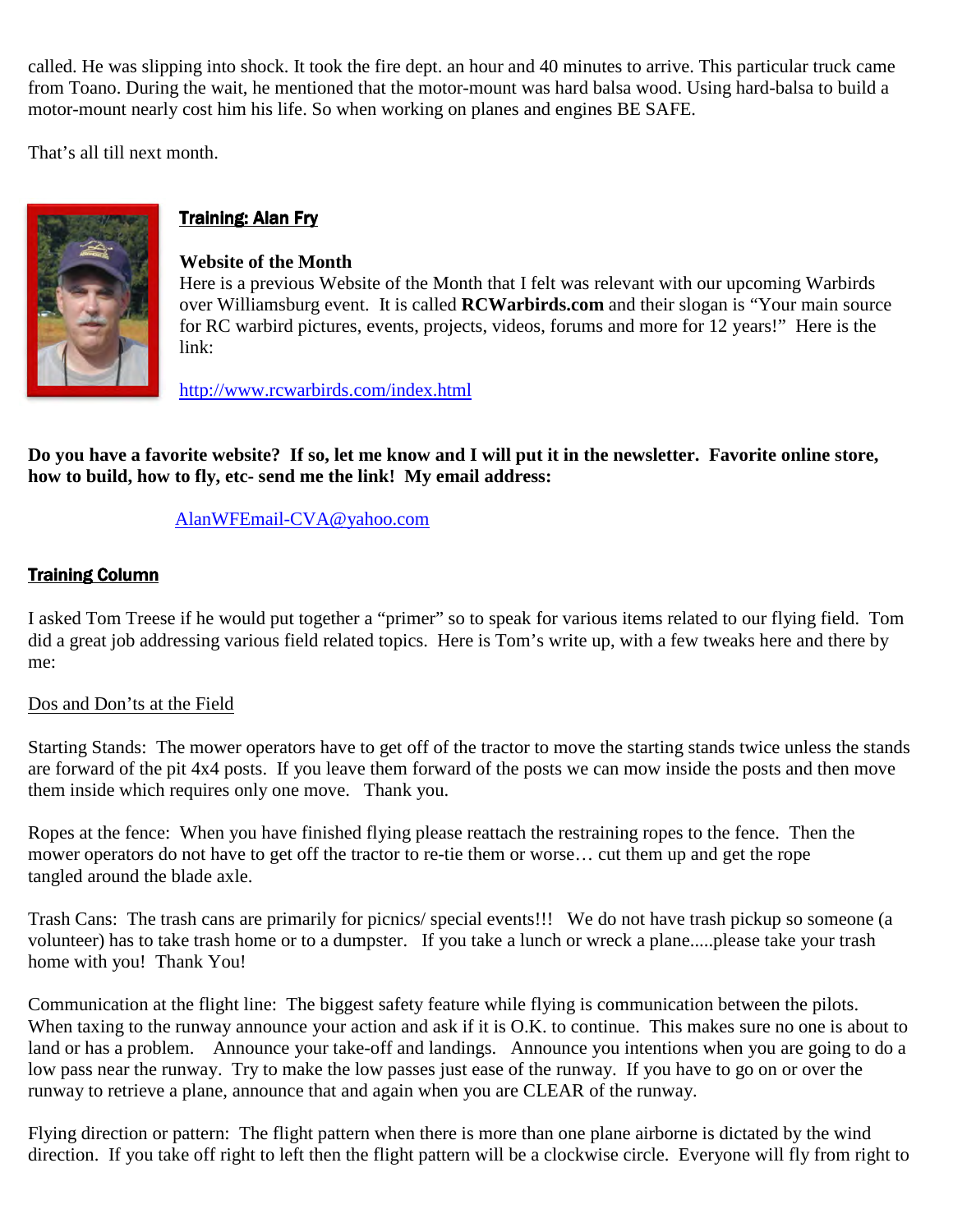called. He was slipping into shock. It took the fire dept. an hour and 40 minutes to arrive. This particular truck came from Toano. During the wait, he mentioned that the motor-mount was hard balsa wood. Using hard-balsa to build a motor-mount nearly cost him his life. So when working on planes and engines BE SAFE.

That's all till next month.

## Training: Alan Fry

**Website of the Month**

Here is a previous Website of the Month that I felt was relevant with our upcoming Warbirds over Williamsburg event. It is called **RCWarbirds.com** and their slogan is "Your main source for RC warbird pictures, events, projects, videos, forums and more for 12 years!" Here is the link:

http://www.rcwarbirds.com/index.html

**Do you have a favorite website? If so, let me know and I will put it in the newsletter. Favorite online store, how to build, how to fly, etc- send me the link! My email address:**

AlanWFEmail-CVA@yahoo.com

## Training Column

I asked Tom Treese if he would put together a "primer" so to speak for various items related to our flying field. Tom did a great job addressing various field related topics. Here is Tom's write up, with a few tweaks here and there by me:

### Dos and Don'ts at the Field

Starting Stands: The mower operators have to get off of the tractor to move the starting stands twice unless the stands are forward of the pit 4x4 posts. If you leave them forward of the posts we can mow inside the posts and then move them inside which requires only one move. Thank you.

Ropes at the fence: When you have finished flying please reattach the restraining ropes to the fence. Then the mower operators do not have to get off the tractor to re-tie them or worse… cut them up and get the rope tangled around the blade axle.

Trash Cans: The trash cans are primarily for picnics/ special events!!! We do not have trash pickup so someone (a volunteer) has to take trash home or to a dumpster. If you take a lunch or wreck a plane.....please take your trash home with you! Thank You!

Communication at the flight line: The biggest safety feature while flying is communication between the pilots. When taxing to the runway announce your action and ask if it is O.K. to continue. This makes sure no one is about to land or has a problem. Announce your take-off and landings. Announce you intentions when you are going to do a low pass near the runway. Try to make the low passes just ease of the runway. If you have to go on or over the runway to retrieve a plane, announce that and again when you are CLEAR of the runway.

Flying direction or pattern: The flight pattern when there is more than one plane airborne is dictated by the wind direction. If you take off right to left then the flight pattern will be a clockwise circle. Everyone will fly from right to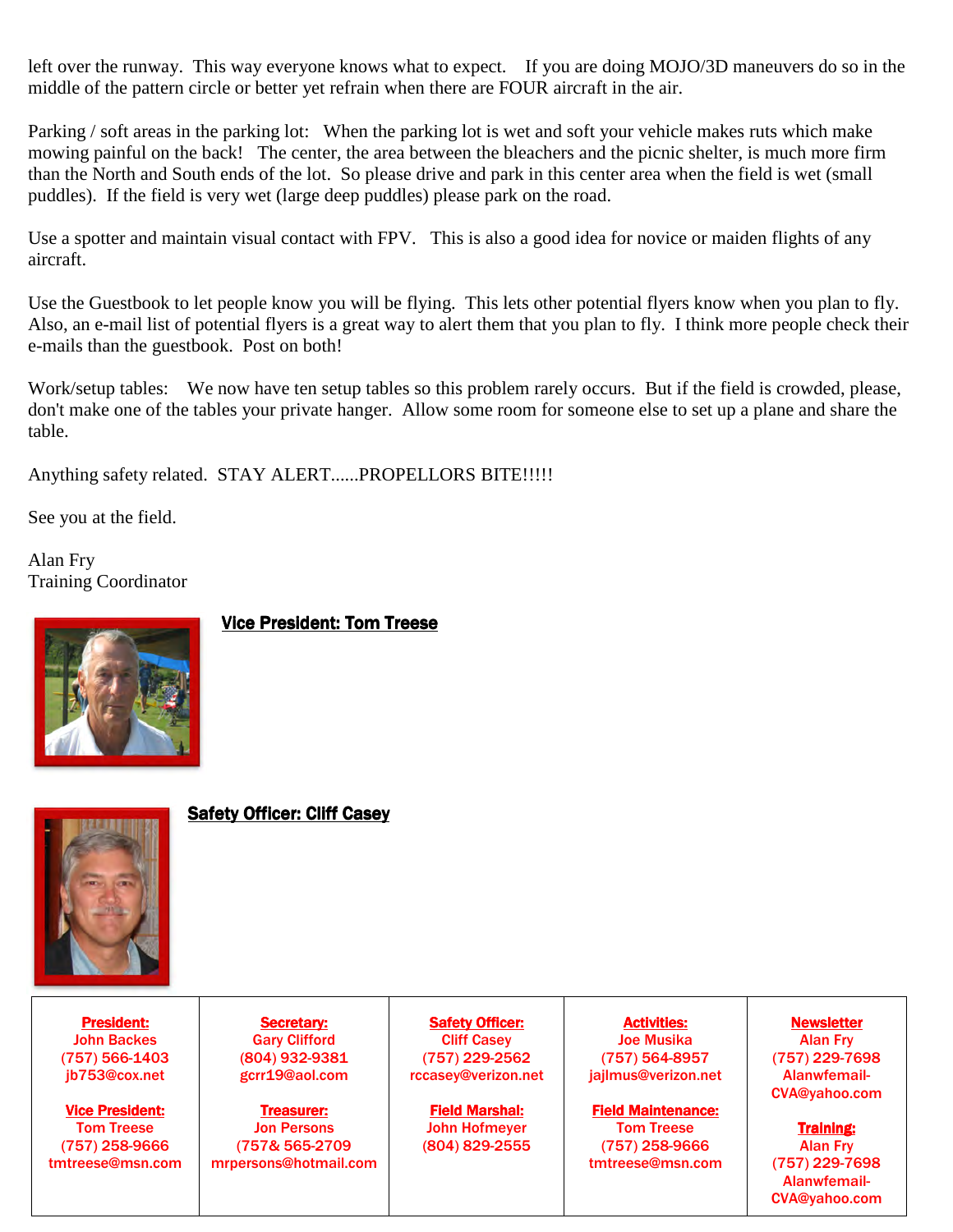left over the runway. This way everyone knows what to expect. If you are doing MOJO/3D maneuvers do so in the middle of the pattern circle or better yet refrain when there are FOUR aircraft in the air.

Parking / soft areas in the parking lot: When the parking lot is wet and soft your vehicle makes ruts which make mowing painful on the back! The center, the area between the bleachers and the picnic shelter, is much more firm than the North and South ends of the lot. So please drive and park in this center area when the field is wet (small puddles). If the field is very wet (large deep puddles) please park on the road.

Use a spotter and maintain visual contact with FPV. This is also a good idea for novice or maiden flights of any aircraft.

Use the Guestbook to let people know you will be flying. This lets other potential flyers know when you plan to fly. Also, an e-mail list of potential flyers is a great way to alert them that you plan to fly. I think more people check their e-mails than the guestbook. Post on both!

Work/setup tables: We now have ten setup tables so this problem rarely occurs. But if the field is crowded, please, don't make one of the tables your private hanger. Allow some room for someone else to set up a plane and share the table.

Anything safety related. STAY ALERT......PROPELLORS BITE!!!!!

See you at the field.

Alan Fry
Training Coordinator

**Vice President: Tom Treese**

**Safety Officer: Cliff Casey**

| | | | | |
|---|---|---|---|---|
| **President:** John Backes (757) 566-1403 jb753@cox.net | **Secretary:** Gary Clifford (804) 932-9381 gcrr19@aol.com | **Safety Officer:** Cliff Casey (757) 229-2562 rccasey@verizon.net | **Activities:** Joe Musika (757) 564-8957 jajlmus@verizon.net | **Newsletter** Alan Fry (757) 229-7698 Alanwfemail-CVA@yahoo.com |
| **Vice President:** Tom Treese (757) 258-9666 tmtreese@msn.com | **Treasurer:** Jon Persons (757& 565-2709 mrpersons@hotmail.com | **Field Marshal:** John Hofmeyer (804) 829-2555 | **Field Maintenance:** Tom Treese (757) 258-9666 tmtreese@msn.com | **Training:** Alan Fry (757) 229-7698 Alanwfemail-CVA@yahoo.com |